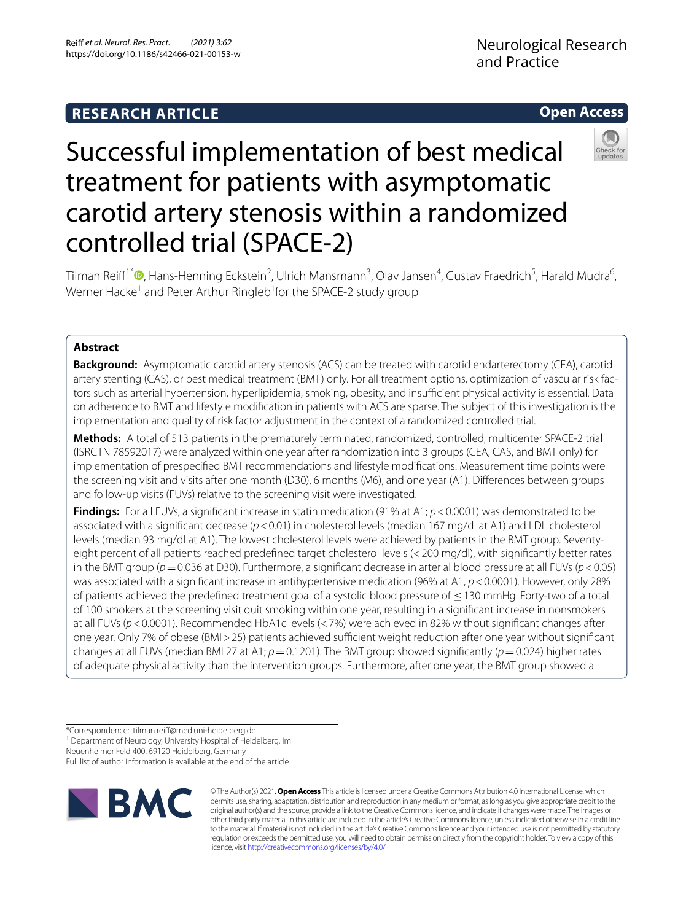RESEARCH ARTICLE

Open Access

# Successful implementation of best medical treatment for patients with asymptomatic carotid artery stenosis within a randomized controlled trial (SPACE-2)

Tilman Reiff[1*], Hans-Henning Eckstein[2], Ulrich Mansmann[3], Olav Jansen[4], Gustav Fraedrich[5], Harald Mudra[6], Werner Hacke[1] and Peter Arthur Ringleb[1] for the SPACE-2 study group

## Abstract

**Background:** Asymptomatic carotid artery stenosis (ACS) can be treated with carotid endarterectomy (CEA), carotid artery stenting (CAS), or best medical treatment (BMT) only. For all treatment options, optimization of vascular risk factors such as arterial hypertension, hyperlipidemia, smoking, obesity, and insufficient physical activity is essential. Data on adherence to BMT and lifestyle modification in patients with ACS are sparse. The subject of this investigation is the implementation and quality of risk factor adjustment in the context of a randomized controlled trial.

**Methods:** A total of 513 patients in the prematurely terminated, randomized, controlled, multicenter SPACE-2 trial (ISRCTN 78592017) were analyzed within one year after randomization into 3 groups (CEA, CAS, and BMT only) for implementation of prespecified BMT recommendations and lifestyle modifications. Measurement time points were the screening visit and visits after one month (D30), 6 months (M6), and one year (A1). Differences between groups and follow-up visits (FUVs) relative to the screening visit were investigated.

**Findings:** For all FUVs, a significant increase in statin medication (91% at A1; $p < 0.0001$) was demonstrated to be associated with a significant decrease ($p < 0.01$) in cholesterol levels (median 167 mg/dl at A1) and LDL cholesterol levels (median 93 mg/dl at A1). The lowest cholesterol levels were achieved by patients in the BMT group. Seventy-eight percent of all patients reached predefined target cholesterol levels (< 200 mg/dl), with significantly better rates in the BMT group ($p = 0.036$ at D30). Furthermore, a significant decrease in arterial blood pressure at all FUVs ($p < 0.05$) was associated with a significant increase in antihypertensive medication (96% at A1, $p < 0.0001$). However, only 28% of patients achieved the predefined treatment goal of a systolic blood pressure of ≤ 130 mmHg. Forty-two of a total of 100 smokers at the screening visit quit smoking within one year, resulting in a significant increase in nonsmokers at all FUVs ($p < 0.0001$). Recommended HbA1c levels (< 7%) were achieved in 82% without significant changes after one year. Only 7% of obese (BMI > 25) patients achieved sufficient weight reduction after one year without significant changes at all FUVs (median BMI 27 at A1; $p = 0.1201$). The BMT group showed significantly ($p = 0.024$) higher rates of adequate physical activity than the intervention groups. Furthermore, after one year, the BMT group showed a

*Correspondence: tilman.reiff@med.uni-heidelberg.de
[1] Department of Neurology, University Hospital of Heidelberg, Im Neuenheimer Feld 400, 69120 Heidelberg, Germany
Full list of author information is available at the end of the article

© The Author(s) 2021. **Open Access** This article is licensed under a Creative Commons Attribution 4.0 International License, which permits use, sharing, adaptation, distribution and reproduction in any medium or format, as long as you give appropriate credit to the original author(s) and the source, provide a link to the Creative Commons licence, and indicate if changes were made. The images or other third party material in this article are included in the article's Creative Commons licence, unless indicated otherwise in a credit line to the material. If material is not included in the article's Creative Commons licence and your intended use is not permitted by statutory regulation or exceeds the permitted use, you will need to obtain permission directly from the copyright holder. To view a copy of this licence, visit http://creativecommons.org/licenses/by/4.0/.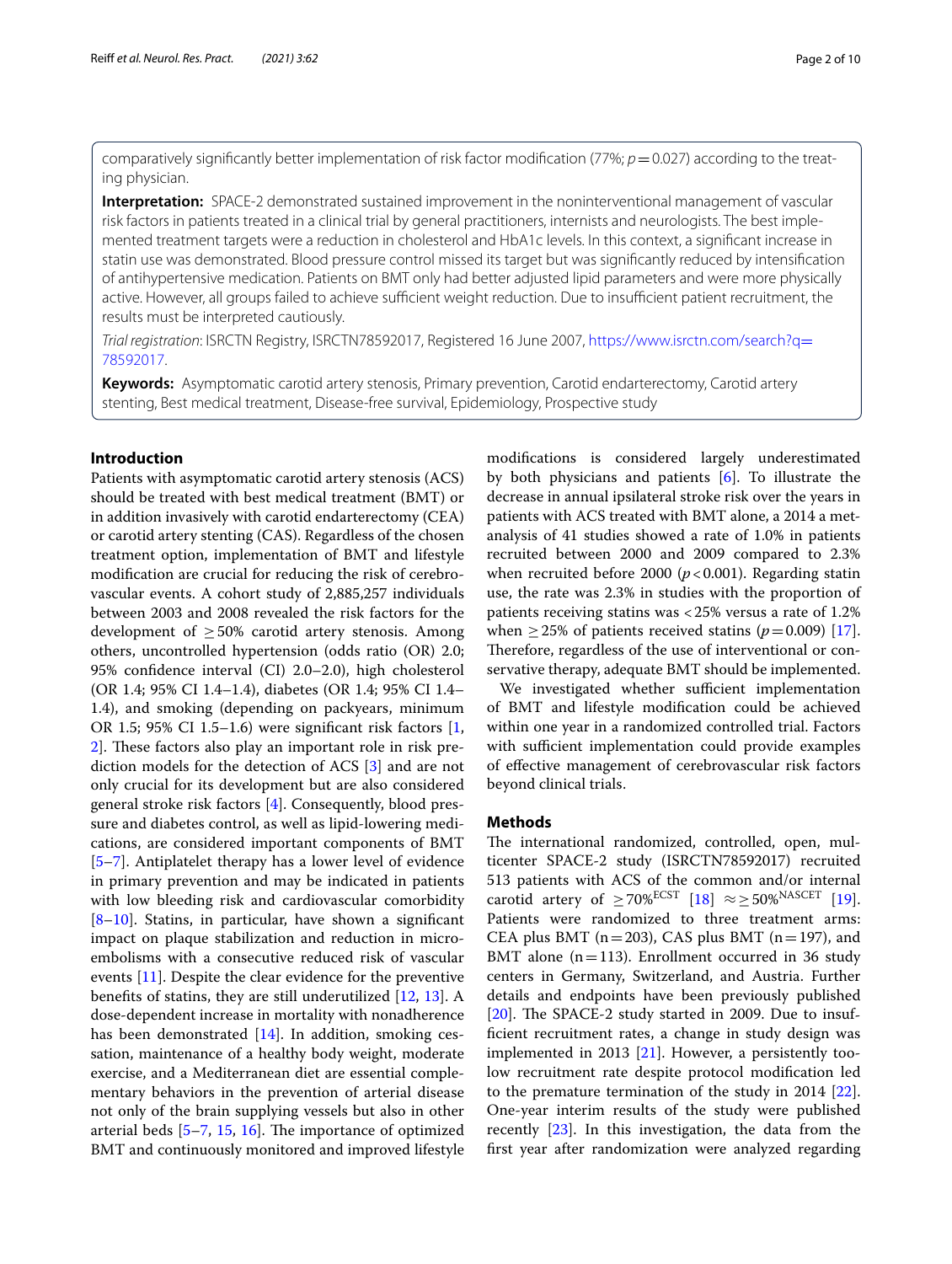comparatively significantly better implementation of risk factor modification (77%; $p = 0.027$) according to the treating physician.

**Interpretation:** SPACE-2 demonstrated sustained improvement in the noninterventional management of vascular risk factors in patients treated in a clinical trial by general practitioners, internists and neurologists. The best implemented treatment targets were a reduction in cholesterol and HbA1c levels. In this context, a significant increase in statin use was demonstrated. Blood pressure control missed its target but was significantly reduced by intensification of antihypertensive medication. Patients on BMT only had better adjusted lipid parameters and were more physically active. However, all groups failed to achieve sufficient weight reduction. Due to insufficient patient recruitment, the results must be interpreted cautiously.

*Trial registration*: ISRCTN Registry, ISRCTN78592017, Registered 16 June 2007, https://www.isrctn.com/search?q=78592017.

**Keywords:** Asymptomatic carotid artery stenosis, Primary prevention, Carotid endarterectomy, Carotid artery stenting, Best medical treatment, Disease-free survival, Epidemiology, Prospective study

## Introduction

Patients with asymptomatic carotid artery stenosis (ACS) should be treated with best medical treatment (BMT) or in addition invasively with carotid endarterectomy (CEA) or carotid artery stenting (CAS). Regardless of the chosen treatment option, implementation of BMT and lifestyle modification are crucial for reducing the risk of cerebrovascular events. A cohort study of 2,885,257 individuals between 2003 and 2008 revealed the risk factors for the development of ≥ 50% carotid artery stenosis. Among others, uncontrolled hypertension (odds ratio (OR) 2.0; 95% confidence interval (CI) 2.0–2.0), high cholesterol (OR 1.4; 95% CI 1.4–1.4), diabetes (OR 1.4; 95% CI 1.4–1.4), and smoking (depending on packyears, minimum OR 1.5; 95% CI 1.5–1.6) were significant risk factors [1, 2]. These factors also play an important role in risk prediction models for the detection of ACS [3] and are not only crucial for its development but are also considered general stroke risk factors [4]. Consequently, blood pressure and diabetes control, as well as lipid-lowering medications, are considered important components of BMT [5–7]. Antiplatelet therapy has a lower level of evidence in primary prevention and may be indicated in patients with low bleeding risk and cardiovascular comorbidity [8–10]. Statins, in particular, have shown a significant impact on plaque stabilization and reduction in microembolisms with a consecutive reduced risk of vascular events [11]. Despite the clear evidence for the preventive benefits of statins, they are still underutilized [12, 13]. A dose-dependent increase in mortality with nonadherence has been demonstrated [14]. In addition, smoking cessation, maintenance of a healthy body weight, moderate exercise, and a Mediterranean diet are essential complementary behaviors in the prevention of arterial disease not only of the brain supplying vessels but also in other arterial beds [5–7, 15, 16]. The importance of optimized BMT and continuously monitored and improved lifestyle modifications is considered largely underestimated by both physicians and patients [6]. To illustrate the decrease in annual ipsilateral stroke risk over the years in patients with ACS treated with BMT alone, a 2014 meta-analysis of 41 studies showed a rate of 1.0% in patients recruited between 2000 and 2009 compared to 2.3% when recruited before 2000 ($p < 0.001$). Regarding statin use, the rate was 2.3% in studies with the proportion of patients receiving statins was < 25% versus a rate of 1.2% when ≥ 25% of patients received statins ($p = 0.009$) [17]. Therefore, regardless of the use of interventional or conservative therapy, adequate BMT should be implemented.

We investigated whether sufficient implementation of BMT and lifestyle modification could be achieved within one year in a randomized controlled trial. Factors with sufficient implementation could provide examples of effective management of cerebrovascular risk factors beyond clinical trials.

## Methods

The international randomized, controlled, open, multicenter SPACE-2 study (ISRCTN78592017) recruited 513 patients with ACS of the common and/or internal carotid artery of $\geq 70\%^{ECST}$ [18] $\approx \geq 50\%^{NASCET}$ [19]. Patients were randomized to three treatment arms: CEA plus BMT (n = 203), CAS plus BMT (n = 197), and BMT alone (n = 113). Enrollment occurred in 36 study centers in Germany, Switzerland, and Austria. Further details and endpoints have been previously published [20]. The SPACE-2 study started in 2009. Due to insufficient recruitment rates, a change in study design was implemented in 2013 [21]. However, a persistently too-low recruitment rate despite protocol modification led to the premature termination of the study in 2014 [22]. One-year interim results of the study were published recently [23]. In this investigation, the data from the first year after randomization were analyzed regarding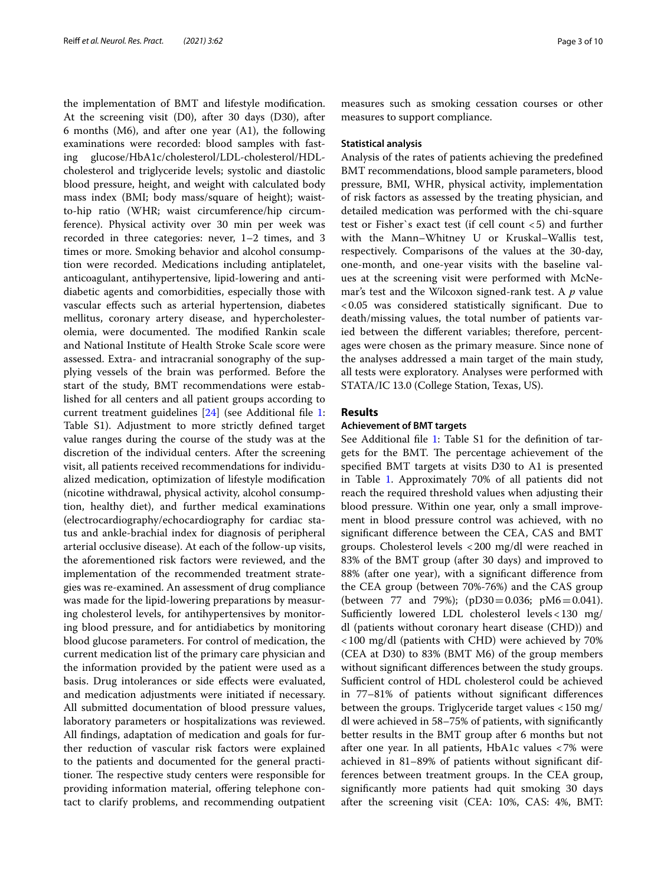the implementation of BMT and lifestyle modification. At the screening visit (D0), after 30 days (D30), after 6 months (M6), and after one year (A1), the following examinations were recorded: blood samples with fasting glucose/HbA1c/cholesterol/LDL-cholesterol/HDL-cholesterol and triglyceride levels; systolic and diastolic blood pressure, height, and weight with calculated body mass index (BMI; body mass/square of height); waist-to-hip ratio (WHR; waist circumference/hip circumference). Physical activity over 30 min per week was recorded in three categories: never, 1–2 times, and 3 times or more. Smoking behavior and alcohol consumption were recorded. Medications including antiplatelet, anticoagulant, antihypertensive, lipid-lowering and antidiabetic agents and comorbidities, especially those with vascular effects such as arterial hypertension, diabetes mellitus, coronary artery disease, and hypercholesterolemia, were documented. The modified Rankin scale and National Institute of Health Stroke Scale score were assessed. Extra- and intracranial sonography of the supplying vessels of the brain was performed. Before the start of the study, BMT recommendations were established for all centers and all patient groups according to current treatment guidelines [24] (see Additional file 1: Table S1). Adjustment to more strictly defined target value ranges during the course of the study was at the discretion of the individual centers. After the screening visit, all patients received recommendations for individualized medication, optimization of lifestyle modification (nicotine withdrawal, physical activity, alcohol consumption, healthy diet), and further medical examinations (electrocardiography/echocardiography for cardiac status and ankle-brachial index for diagnosis of peripheral arterial occlusive disease). At each of the follow-up visits, the aforementioned risk factors were reviewed, and the implementation of the recommended treatment strategies was re-examined. An assessment of drug compliance was made for the lipid-lowering preparations by measuring cholesterol levels, for antihypertensives by monitoring blood pressure, and for antidiabetics by monitoring blood glucose parameters. For control of medication, the current medication list of the primary care physician and the information provided by the patient were used as a basis. Drug intolerances or side effects were evaluated, and medication adjustments were initiated if necessary. All submitted documentation of blood pressure values, laboratory parameters or hospitalizations was reviewed. All findings, adaptation of medication and goals for further reduction of vascular risk factors were explained to the patients and documented for the general practitioner. The respective study centers were responsible for providing information material, offering telephone contact to clarify problems, and recommending outpatient measures such as smoking cessation courses or other measures to support compliance.

### Statistical analysis

Analysis of the rates of patients achieving the predefined BMT recommendations, blood sample parameters, blood pressure, BMI, WHR, physical activity, implementation of risk factors as assessed by the treating physician, and detailed medication was performed with the chi-square test or Fisher`s exact test (if cell count <5) and further with the Mann–Whitney U or Kruskal–Wallis test, respectively. Comparisons of the values at the 30-day, one-month, and one-year visits with the baseline values at the screening visit were performed with McNemar's test and the Wilcoxon signed-rank test. A $p$ value <0.05 was considered statistically significant. Due to death/missing values, the total number of patients varied between the different variables; therefore, percentages were chosen as the primary measure. Since none of the analyses addressed a main target of the main study, all tests were exploratory. Analyses were performed with STATA/IC 13.0 (College Station, Texas, US).

## Results

### Achievement of BMT targets

See Additional file 1: Table S1 for the definition of targets for the BMT. The percentage achievement of the specified BMT targets at visits D30 to A1 is presented in Table 1. Approximately 70% of all patients did not reach the required threshold values when adjusting their blood pressure. Within one year, only a small improvement in blood pressure control was achieved, with no significant difference between the CEA, CAS and BMT groups. Cholesterol levels <200 mg/dl were reached in 83% of the BMT group (after 30 days) and improved to 88% (after one year), with a significant difference from the CEA group (between 70%-76%) and the CAS group (between 77 and 79%); ($p_{D30}=0.036$; $p_{M6}=0.041$). Sufficiently lowered LDL cholesterol levels <130 mg/dl (patients without coronary heart disease (CHD)) and <100 mg/dl (patients with CHD) were achieved by 70% (CEA at D30) to 83% (BMT M6) of the group members without significant differences between the study groups. Sufficient control of HDL cholesterol could be achieved in 77–81% of patients without significant differences between the groups. Triglyceride target values <150 mg/dl were achieved in 58–75% of patients, with significantly better results in the BMT group after 6 months but not after one year. In all patients, HbA1c values <7% were achieved in 81–89% of patients without significant differences between treatment groups. In the CEA group, significantly more patients had quit smoking 30 days after the screening visit (CEA: 10%, CAS: 4%, BMT: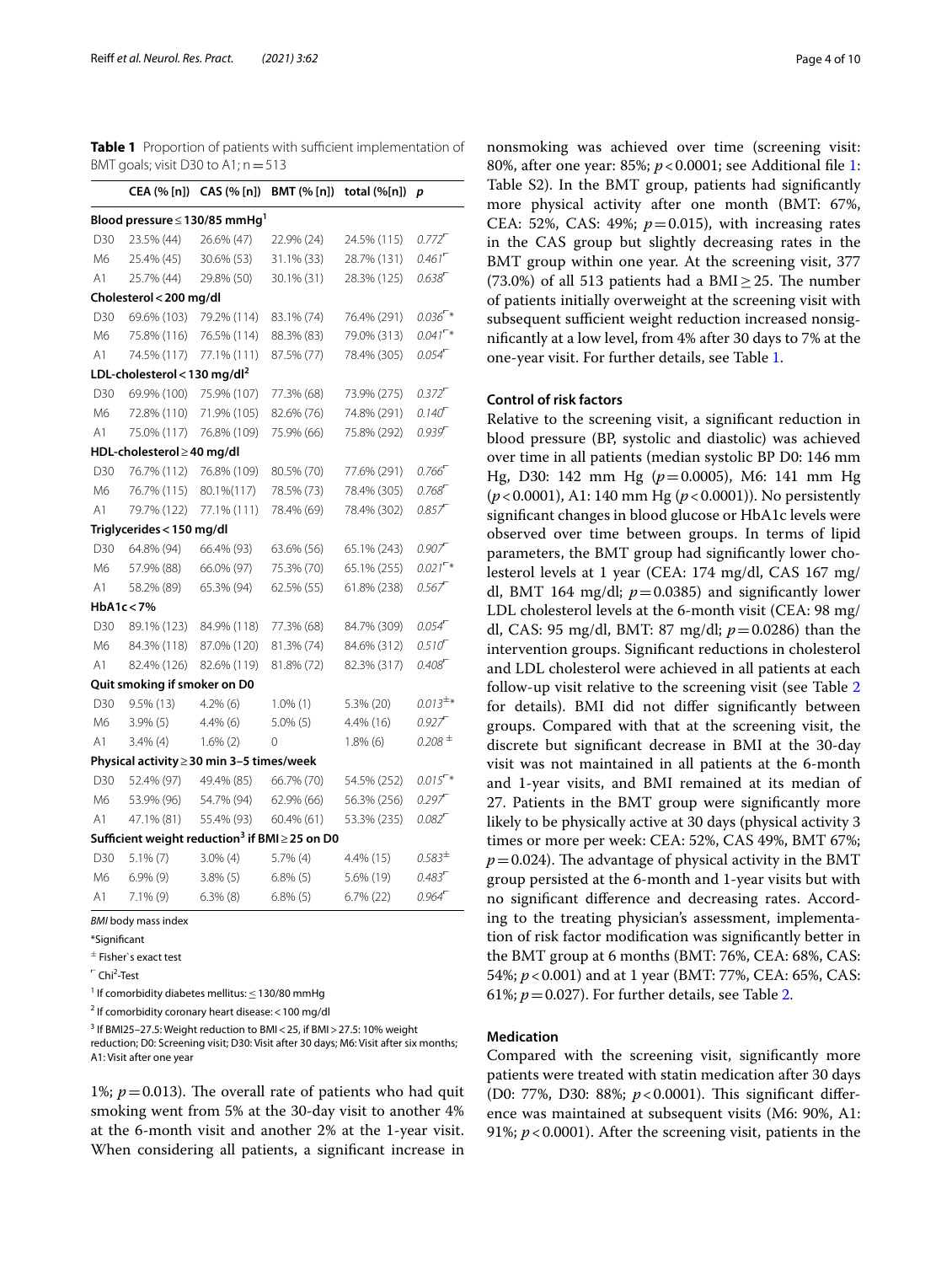**Table 1** Proportion of patients with sufficient implementation of BMT goals; visit D30 to A1; n = 513

| | CEA (% [n]) | CAS (% [n]) | BMT (% [n]) | total (%[n]) | p |
|---|---|---|---|---|---|
| **Blood pressure ≤ 130/85 mmHg[1]** | | | | | |
| D30 | 23.5% (44) | 26.6% (47) | 22.9% (24) | 24.5% (115) | 0.772⌐ |
| M6 | 25.4% (45) | 30.6% (53) | 31.1% (33) | 28.7% (131) | 0.461⌐ |
| A1 | 25.7% (44) | 29.8% (50) | 30.1% (31) | 28.3% (125) | 0.638⌐ |
| **Cholesterol < 200 mg/dl** | | | | | |
| D30 | 69.6% (103) | 79.2% (114) | 83.1% (74) | 76.4% (291) | 0.036⌐* |
| M6 | 75.8% (116) | 76.5% (114) | 88.3% (83) | 79.0% (313) | 0.041⌐* |
| A1 | 74.5% (117) | 77.1% (111) | 87.5% (77) | 78.4% (305) | 0.054⌐ |
| **LDL-cholesterol < 130 mg/dl[2]** | | | | | |
| D30 | 69.9% (100) | 75.9% (107) | 77.3% (68) | 73.9% (275) | 0.372⌐ |
| M6 | 72.8% (110) | 71.9% (105) | 82.6% (76) | 74.8% (291) | 0.140⌐ |
| A1 | 75.0% (117) | 76.8% (109) | 75.9% (66) | 75.8% (292) | 0.939⌐ |
| **HDL-cholesterol ≥ 40 mg/dl** | | | | | |
| D30 | 76.7% (112) | 76.8% (109) | 80.5% (70) | 77.6% (291) | 0.766⌐ |
| M6 | 76.7% (115) | 80.1%(117) | 78.5% (73) | 78.4% (305) | 0.768⌐ |
| A1 | 79.7% (122) | 77.1% (111) | 78.4% (69) | 78.4% (302) | 0.857⌐ |
| **Triglycerides < 150 mg/dl** | | | | | |
| D30 | 64.8% (94) | 66.4% (93) | 63.6% (56) | 65.1% (243) | 0.907⌐ |
| M6 | 57.9% (88) | 66.0% (97) | 75.3% (70) | 65.1% (255) | 0.021⌐* |
| A1 | 58.2% (89) | 65.3% (94) | 62.5% (55) | 61.8% (238) | 0.567⌐ |
| **HbA1c < 7%** | | | | | |
| D30 | 89.1% (123) | 84.9% (118) | 77.3% (68) | 84.7% (309) | 0.054⌐ |
| M6 | 84.3% (118) | 87.0% (120) | 81.3% (74) | 84.6% (312) | 0.510⌐ |
| A1 | 82.4% (126) | 82.6% (119) | 81.8% (72) | 82.3% (317) | 0.408⌐ |
| **Quit smoking if smoker on D0** | | | | | |
| D30 | 9.5% (13) | 4.2% (6) | 1.0% (1) | 5.3% (20) | 0.013±* |
| M6 | 3.9% (5) | 4.4% (6) | 5.0% (5) | 4.4% (16) | 0.927⌐ |
| A1 | 3.4% (4) | 1.6% (2) | 0 | 1.8% (6) | 0.208 ± |
| **Physical activity ≥ 30 min 3–5 times/week** | | | | | |
| D30 | 52.4% (97) | 49.4% (85) | 66.7% (70) | 54.5% (252) | 0.015⌐* |
| M6 | 53.9% (96) | 54.7% (94) | 62.9% (66) | 56.3% (256) | 0.297⌐ |
| A1 | 47.1% (81) | 55.4% (93) | 60.4% (61) | 53.3% (235) | 0.082⌐ |
| **Sufficient weight reduction[3] if BMI ≥ 25 on D0** | | | | | |
| D30 | 5.1% (7) | 3.0% (4) | 5.7% (4) | 4.4% (15) | 0.583± |
| M6 | 6.9% (9) | 3.8% (5) | 6.8% (5) | 5.6% (19) | 0.483⌐ |
| A1 | 7.1% (9) | 6.3% (8) | 6.8% (5) | 6.7% (22) | 0.964⌐ |

*BMI* body mass index

*Significant

± Fisher's exact test

⌐ Chi²-Test

[1] If comorbidity diabetes mellitus: ≤ 130/80 mmHg

[2] If comorbidity coronary heart disease: < 100 mg/dl

[3] If BMI25–27.5: Weight reduction to BMI < 25, if BMI > 27.5: 10% weight reduction; D0: Screening visit; D30: Visit after 30 days; M6: Visit after six months; A1: Visit after one year

1%; $p = 0.013$). The overall rate of patients who had quit smoking went from 5% at the 30-day visit to another 4% at the 6-month visit and another 2% at the 1-year visit. When considering all patients, a significant increase in nonsmoking was achieved over time (screening visit: 80%, after one year: 85%; $p < 0.0001$; see Additional file 1: Table S2). In the BMT group, patients had significantly more physical activity after one month (BMT: 67%, CEA: 52%, CAS: 49%; $p = 0.015$), with increasing rates in the CAS group but slightly decreasing rates in the BMT group within one year. At the screening visit, 377 (73.0%) of all 513 patients had a BMI ≥ 25. The number of patients initially overweight at the screening visit with subsequent sufficient weight reduction increased nonsignificantly at a low level, from 4% after 30 days to 7% at the one-year visit. For further details, see Table 1.

### Control of risk factors

Relative to the screening visit, a significant reduction in blood pressure (BP, systolic and diastolic) was achieved over time in all patients (median systolic BP D0: 146 mm Hg, D30: 142 mm Hg ($p = 0.0005$), M6: 141 mm Hg ($p < 0.0001$), A1: 140 mm Hg ($p < 0.0001$)). No persistently significant changes in blood glucose or HbA1c levels were observed over time between groups. In terms of lipid parameters, the BMT group had significantly lower cholesterol levels at 1 year (CEA: 174 mg/dl, CAS 167 mg/dl, BMT 164 mg/dl; $p = 0.0385$) and significantly lower LDL cholesterol levels at the 6-month visit (CEA: 98 mg/dl, CAS: 95 mg/dl, BMT: 87 mg/dl; $p = 0.0286$) than the intervention groups. Significant reductions in cholesterol and LDL cholesterol were achieved in all patients at each follow-up visit relative to the screening visit (see Table 2 for details). BMI did not differ significantly between groups. Compared with that at the screening visit, the discrete but significant decrease in BMI at the 30-day visit was not maintained in all patients at the 6-month and 1-year visits, and BMI remained at its median of 27. Patients in the BMT group were significantly more likely to be physically active at 30 days (physical activity 3 times or more per week: CEA: 52%, CAS 49%, BMT 67%; $p = 0.024$). The advantage of physical activity in the BMT group persisted at the 6-month and 1-year visits but with no significant difference and decreasing rates. According to the treating physician's assessment, implementation of risk factor modification was significantly better in the BMT group at 6 months (BMT: 76%, CEA: 68%, CAS: 54%; $p < 0.001$) and at 1 year (BMT: 77%, CEA: 65%, CAS: 61%; $p = 0.027$). For further details, see Table 2.

### Medication

Compared with the screening visit, significantly more patients were treated with statin medication after 30 days (D0: 77%, D30: 88%; $p < 0.0001$). This significant difference was maintained at subsequent visits (M6: 90%, A1: 91%; $p < 0.0001$). After the screening visit, patients in the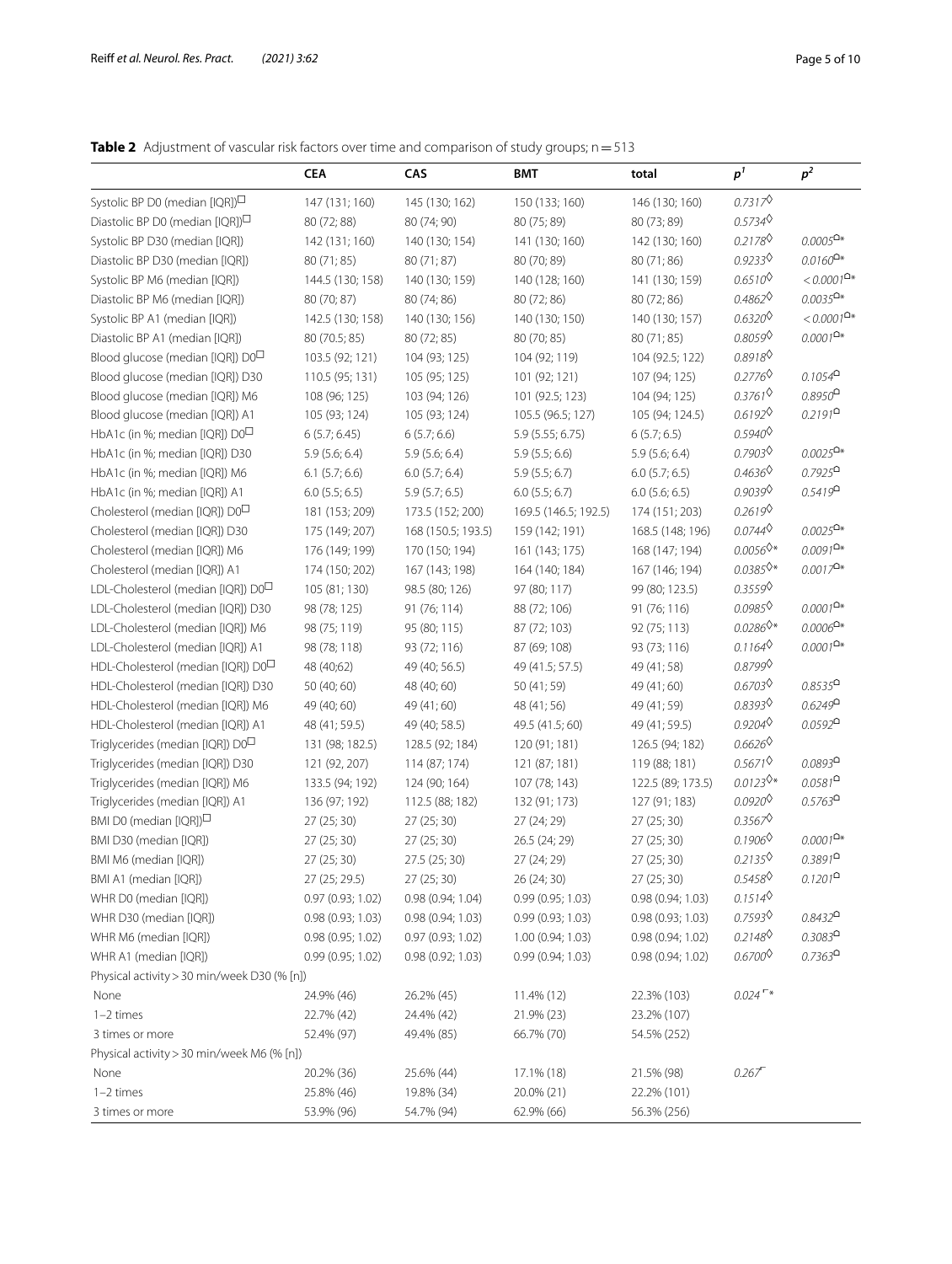**Table 2** Adjustment of vascular risk factors over time and comparison of study groups; n = 513

| | CEA | CAS | BMT | total | $p^1$ | $p^2$ |
|---|---|---|---|---|---|---|
| Systolic BP D0 (median [IQR])☐ | 147 (131; 160) | 145 (130; 162) | 150 (133; 160) | 146 (130; 160) | *0.7317*◊ | |
| Diastolic BP D0 (median [IQR])☐ | 80 (72; 88) | 80 (74; 90) | 80 (75; 89) | 80 (73; 89) | *0.5734*◊ | |
| Systolic BP D30 (median [IQR]) | 142 (131; 160) | 140 (130; 154) | 141 (130; 160) | 142 (130; 160) | *0.2178*◊ | *0.0005*ᗝ* |
| Diastolic BP D30 (median [IQR]) | 80 (71; 85) | 80 (71; 87) | 80 (70; 89) | 80 (71; 86) | *0.9233*◊ | *0.0160*ᗝ* |
| Systolic BP M6 (median [IQR]) | 144.5 (130; 158) | 140 (130; 159) | 140 (128; 160) | 141 (130; 159) | *0.6510*◊ | *< 0.0001*ᗝ* |
| Diastolic BP M6 (median [IQR]) | 80 (70; 87) | 80 (74; 86) | 80 (72; 86) | 80 (72; 86) | *0.4862*◊ | *0.0035*ᗝ* |
| Systolic BP A1 (median [IQR]) | 142.5 (130; 158) | 140 (130; 156) | 140 (130; 150) | 140 (130; 157) | *0.6320*◊ | *< 0.0001*ᗝ* |
| Diastolic BP A1 (median [IQR]) | 80 (70.5; 85) | 80 (72; 85) | 80 (70; 85) | 80 (71; 85) | *0.8059*◊ | *0.0001*ᗝ* |
| Blood glucose (median [IQR]) D0☐ | 103.5 (92; 121) | 104 (93; 125) | 104 (92; 119) | 104 (92.5; 122) | *0.8918*◊ | |
| Blood glucose (median [IQR]) D30 | 110.5 (95; 131) | 105 (95; 125) | 101 (92; 121) | 107 (94; 125) | *0.2776*◊ | *0.1054*ᗝ |
| Blood glucose (median [IQR]) M6 | 108 (96; 125) | 103 (94; 126) | 101 (92.5; 123) | 104 (94; 125) | *0.3761*◊ | *0.8950*ᗝ |
| Blood glucose (median [IQR]) A1 | 105 (93; 124) | 105 (93; 124) | 105.5 (96.5; 127) | 105 (94; 124.5) | *0.6192*◊ | *0.2191*ᗝ |
| HbA1c (in %; median [IQR]) D0☐ | 6 (5.7; 6.45) | 6 (5.7; 6.6) | 5.9 (5.55; 6.75) | 6 (5.7; 6.5) | *0.5940*◊ | |
| HbA1c (in %; median [IQR]) D30 | 5.9 (5.6; 6.4) | 5.9 (5.6; 6.4) | 5.9 (5.5; 6.6) | 5.9 (5.6; 6.4) | *0.7903*◊ | *0.0025*ᗝ* |
| HbA1c (in %; median [IQR]) M6 | 6.1 (5.7; 6.6) | 6.0 (5.7; 6.4) | 5.9 (5.5; 6.7) | 6.0 (5.7; 6.5) | *0.4636*◊ | *0.7925*ᗝ |
| HbA1c (in %; median [IQR]) A1 | 6.0 (5.5; 6.5) | 5.9 (5.7; 6.5) | 6.0 (5.5; 6.7) | 6.0 (5.6; 6.5) | *0.9039*◊ | *0.5419*ᗝ |
| Cholesterol (median [IQR]) D0☐ | 181 (153; 209) | 173.5 (152; 200) | 169.5 (146.5; 192.5) | 174 (151; 203) | *0.2619*◊ | |
| Cholesterol (median [IQR]) D30 | 175 (149; 207) | 168 (150.5; 193.5) | 159 (142; 191) | 168.5 (148; 196) | *0.0744*◊ | *0.0025*ᗝ* |
| Cholesterol (median [IQR]) M6 | 176 (149; 199) | 170 (150; 194) | 161 (143; 175) | 168 (147; 194) | *0.0056*◊* | *0.0091*ᗝ* |
| Cholesterol (median [IQR]) A1 | 174 (150; 202) | 167 (143; 198) | 164 (140; 184) | 167 (146; 194) | *0.0385*◊* | *0.0017*ᗝ* |
| LDL-Cholesterol (median [IQR]) D0☐ | 105 (81; 130) | 98.5 (80; 126) | 97 (80; 117) | 99 (80; 123.5) | *0.3559*◊ | |
| LDL-Cholesterol (median [IQR]) D30 | 98 (78; 125) | 91 (76; 114) | 88 (72; 106) | 91 (76; 116) | *0.0985*◊ | *0.0001*ᗝ* |
| LDL-Cholesterol (median [IQR]) M6 | 98 (75; 119) | 95 (80; 115) | 87 (72; 103) | 92 (75; 113) | *0.0286*◊* | *0.0006*ᗝ* |
| LDL-Cholesterol (median [IQR]) A1 | 98 (78; 118) | 93 (72; 116) | 87 (69; 108) | 93 (73; 116) | *0.1164*◊ | *0.0001*ᗝ* |
| HDL-Cholesterol (median [IQR]) D0☐ | 48 (40;62) | 49 (40; 56.5) | 49 (41.5; 57.5) | 49 (41; 58) | *0.8799*◊ | |
| HDL-Cholesterol (median [IQR]) D30 | 50 (40; 60) | 48 (40; 60) | 50 (41; 59) | 49 (41; 60) | *0.6703*◊ | *0.8535*ᗝ |
| HDL-Cholesterol (median [IQR]) M6 | 49 (40; 60) | 49 (41; 60) | 48 (41; 56) | 49 (41; 59) | *0.8393*◊ | *0.6249*ᗝ |
| HDL-Cholesterol (median [IQR]) A1 | 48 (41; 59.5) | 49 (40; 58.5) | 49.5 (41.5; 60) | 49 (41; 59.5) | *0.9204*◊ | *0.0592*ᗝ |
| Triglycerides (median [IQR]) D0☐ | 131 (98; 182.5) | 128.5 (92; 184) | 120 (91; 181) | 126.5 (94; 182) | *0.6626*◊ | |
| Triglycerides (median [IQR]) D30 | 121 (92, 207) | 114 (87; 174) | 121 (87; 181) | 119 (88; 181) | *0.5671*◊ | *0.0893*ᗝ |
| Triglycerides (median [IQR]) M6 | 133.5 (94; 192) | 124 (90; 164) | 107 (78; 143) | 122.5 (89; 173.5) | *0.0123*◊* | *0.0581*ᗝ |
| Triglycerides (median [IQR]) A1 | 136 (97; 192) | 112.5 (88; 182) | 132 (91; 173) | 127 (91; 183) | *0.0920*◊ | *0.5763*ᗝ |
| BMI D0 (median [IQR])☐ | 27 (25; 30) | 27 (25; 30) | 27 (24; 29) | 27 (25; 30) | *0.3567*◊ | |
| BMI D30 (median [IQR]) | 27 (25; 30) | 27 (25; 30) | 26.5 (24; 29) | 27 (25; 30) | *0.1906*◊ | *0.0001*ᗝ* |
| BMI M6 (median [IQR]) | 27 (25; 30) | 27.5 (25; 30) | 27 (24; 29) | 27 (25; 30) | *0.2135*◊ | *0.3891*ᗝ |
| BMI A1 (median [IQR]) | 27 (25; 29.5) | 27 (25; 30) | 26 (24; 30) | 27 (25; 30) | *0.5458*◊ | *0.1201*ᗝ |
| WHR D0 (median [IQR]) | 0.97 (0.93; 1.02) | 0.98 (0.94; 1.04) | 0.99 (0.95; 1.03) | 0.98 (0.94; 1.03) | *0.1514*◊ | |
| WHR D30 (median [IQR]) | 0.98 (0.93; 1.02) | 0.98 (0.94; 1.03) | 0.99 (0.93; 1.03) | 0.98 (0.93; 1.03) | *0.7593*◊ | *0.8432*ᗝ |
| WHR M6 (median [IQR]) | 0.98 (0.95; 1.02) | 0.97 (0.93; 1.02) | 1.00 (0.94; 1.03) | 0.98 (0.94; 1.02) | *0.2148*◊ | *0.3083*ᗝ |
| WHR A1 (median [IQR]) | 0.99 (0.95; 1.02) | 0.98 (0.92; 1.03) | 0.99 (0.94; 1.03) | 0.98 (0.94; 1.02) | *0.6700*◊ | *0.7363*ᗝ |
| Physical activity > 30 min/week D30 (% [n]) | | | | | | |
| None | 24.9% (46) | 26.2% (45) | 11.4% (12) | 22.3% (103) | *0.024*⌐* | |
| 1–2 times | 22.7% (42) | 24.4% (42) | 21.9% (23) | 23.2% (107) | | |
| 3 times or more | 52.4% (97) | 49.4% (85) | 66.7% (70) | 54.5% (252) | | |
| Physical activity > 30 min/week M6 (% [n]) | | | | | | |
| None | 20.2% (36) | 25.6% (44) | 17.1% (18) | 21.5% (98) | *0.267*⌐ | |
| 1–2 times | 25.8% (46) | 19.8% (34) | 20.0% (21) | 22.2% (101) | | |
| 3 times or more | 53.9% (96) | 54.7% (94) | 62.9% (66) | 56.3% (256) | | |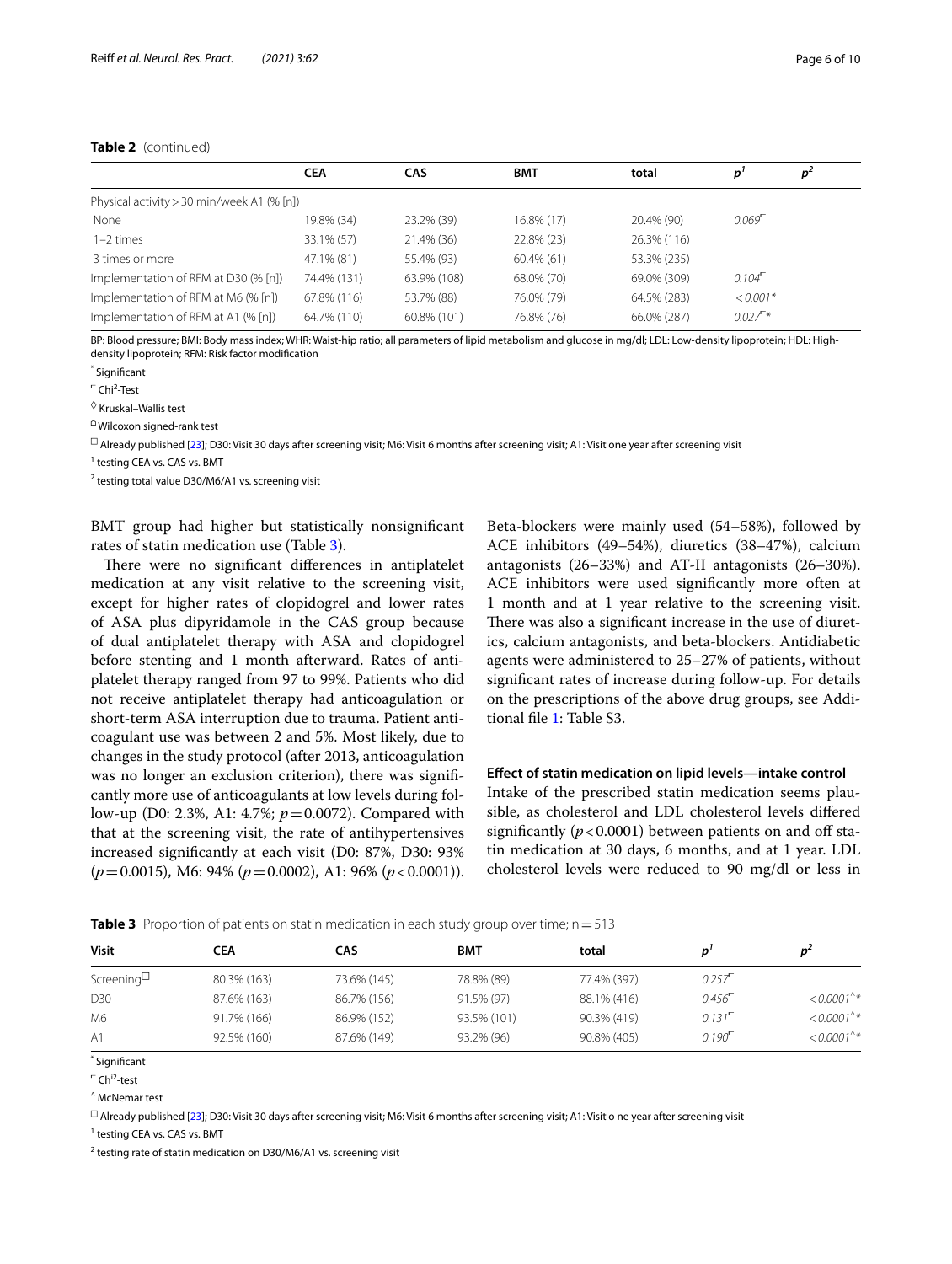**Table 2** (continued)

| | CEA | CAS | BMT | total | $p^1$ | $p^2$ |
|---|---|---|---|---|---|---|
| Physical activity > 30 min/week A1 (% [n]) | | | | | | |
| None | 19.8% (34) | 23.2% (39) | 16.8% (17) | 20.4% (90) | 0.069⌐ | |
| 1–2 times | 33.1% (57) | 21.4% (36) | 22.8% (23) | 26.3% (116) | | |
| 3 times or more | 47.1% (81) | 55.4% (93) | 60.4% (61) | 53.3% (235) | | |
| Implementation of RFM at D30 (% [n]) | 74.4% (131) | 63.9% (108) | 68.0% (70) | 69.0% (309) | 0.104⌐ | |
| Implementation of RFM at M6 (% [n]) | 67.8% (116) | 53.7% (88) | 76.0% (79) | 64.5% (283) | < 0.001* | |
| Implementation of RFM at A1 (% [n]) | 64.7% (110) | 60.8% (101) | 76.8% (76) | 66.0% (287) | 0.027⌐* | |

BP: Blood pressure; BMI: Body mass index; WHR: Waist-hip ratio; all parameters of lipid metabolism and glucose in mg/dl; LDL: Low-density lipoprotein; HDL: High-density lipoprotein; RFM: Risk factor modification

\* Significant

⌐ Chi²-Test

◊ Kruskal–Wallis test

⌂ Wilcoxon signed-rank test

□ Already published [23]; D30: Visit 30 days after screening visit; M6: Visit 6 months after screening visit; A1: Visit one year after screening visit

1 testing CEA vs. CAS vs. BMT

2 testing total value D30/M6/A1 vs. screening visit

BMT group had higher but statistically nonsignificant rates of statin medication use (Table 3).

There were no significant differences in antiplatelet medication at any visit relative to the screening visit, except for higher rates of clopidogrel and lower rates of ASA plus dipyridamole in the CAS group because of dual antiplatelet therapy with ASA and clopidogrel before stenting and 1 month afterward. Rates of antiplatelet therapy ranged from 97 to 99%. Patients who did not receive antiplatelet therapy had anticoagulation or short-term ASA interruption due to trauma. Patient anticoagulant use was between 2 and 5%. Most likely, due to changes in the study protocol (after 2013, anticoagulation was no longer an exclusion criterion), there was significantly more use of anticoagulants at low levels during follow-up (D0: 2.3%, A1: 4.7%; $p = 0.0072$). Compared with that at the screening visit, the rate of antihypertensives increased significantly at each visit (D0: 87%, D30: 93% ($p = 0.0015$), M6: 94% ($p = 0.0002$), A1: 96% ($p < 0.0001$)). Beta-blockers were mainly used (54–58%), followed by ACE inhibitors (49–54%), diuretics (38–47%), calcium antagonists (26–33%) and AT-II antagonists (26–30%). ACE inhibitors were used significantly more often at 1 month and at 1 year relative to the screening visit. There was also a significant increase in the use of diuretics, calcium antagonists, and beta-blockers. Antidiabetic agents were administered to 25–27% of patients, without significant rates of increase during follow-up. For details on the prescriptions of the above drug groups, see Additional file 1: Table S3.

### Effect of statin medication on lipid levels—intake control

Intake of the prescribed statin medication seems plausible, as cholesterol and LDL cholesterol levels differed significantly ($p < 0.0001$) between patients on and off statin medication at 30 days, 6 months, and at 1 year. LDL cholesterol levels were reduced to 90 mg/dl or less in

**Table 3** Proportion of patients on statin medication in each study group over time; n = 513

| Visit | CEA | CAS | BMT | total | $p^1$ | $p^2$ |
|---|---|---|---|---|---|---|
| Screening□ | 80.3% (163) | 73.6% (145) | 78.8% (89) | 77.4% (397) | 0.257⌐ | |
| D30 | 87.6% (163) | 86.7% (156) | 91.5% (97) | 88.1% (416) | 0.456⌐ | < 0.0001^* |
| M6 | 91.7% (166) | 86.9% (152) | 93.5% (101) | 90.3% (419) | 0.131⌐ | < 0.0001^* |
| A1 | 92.5% (160) | 87.6% (149) | 93.2% (96) | 90.8% (405) | 0.190⌐ | < 0.0001^* |

\* Significant

⌐ Chi²-test

^ McNemar test

□ Already published [23]; D30: Visit 30 days after screening visit; M6: Visit 6 months after screening visit; A1: Visit o ne year after screening visit

1 testing CEA vs. CAS vs. BMT

2 testing rate of statin medication on D30/M6/A1 vs. screening visit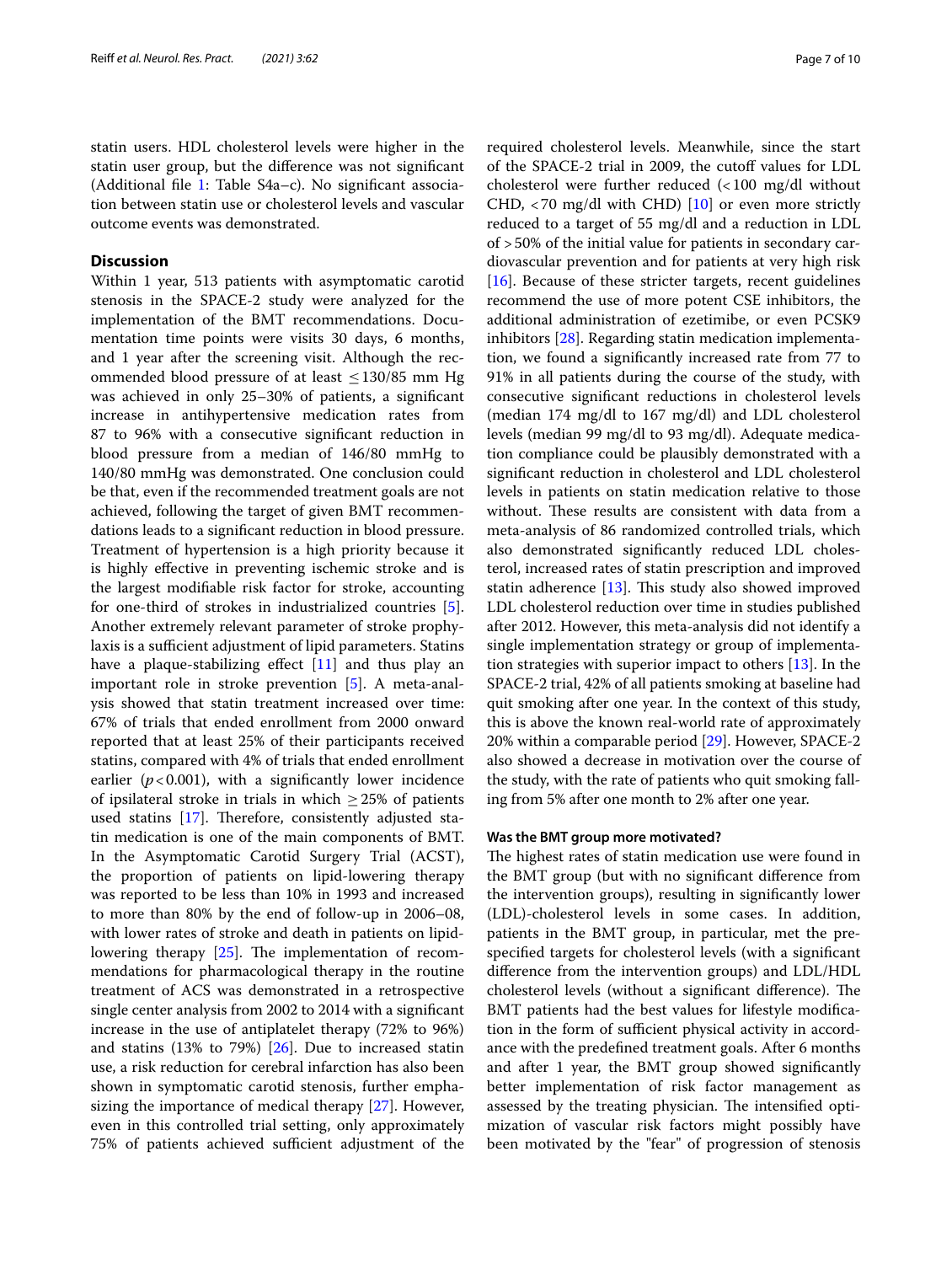statin users. HDL cholesterol levels were higher in the statin user group, but the difference was not significant (Additional file 1: Table S4a–c). No significant association between statin use or cholesterol levels and vascular outcome events was demonstrated.

## Discussion

Within 1 year, 513 patients with asymptomatic carotid stenosis in the SPACE-2 study were analyzed for the implementation of the BMT recommendations. Documentation time points were visits 30 days, 6 months, and 1 year after the screening visit. Although the recommended blood pressure of at least ≤130/85 mm Hg was achieved in only 25–30% of patients, a significant increase in antihypertensive medication rates from 87 to 96% with a consecutive significant reduction in blood pressure from a median of 146/80 mmHg to 140/80 mmHg was demonstrated. One conclusion could be that, even if the recommended treatment goals are not achieved, following the target of given BMT recommendations leads to a significant reduction in blood pressure. Treatment of hypertension is a high priority because it is highly effective in preventing ischemic stroke and is the largest modifiable risk factor for stroke, accounting for one-third of strokes in industrialized countries [5]. Another extremely relevant parameter of stroke prophylaxis is a sufficient adjustment of lipid parameters. Statins have a plaque-stabilizing effect [11] and thus play an important role in stroke prevention [5]. A meta-analysis showed that statin treatment increased over time: 67% of trials that ended enrollment from 2000 onward reported that at least 25% of their participants received statins, compared with 4% of trials that ended enrollment earlier ($p<0.001$), with a significantly lower incidence of ipsilateral stroke in trials in which ≥25% of patients used statins [17]. Therefore, consistently adjusted statin medication is one of the main components of BMT. In the Asymptomatic Carotid Surgery Trial (ACST), the proportion of patients on lipid-lowering therapy was reported to be less than 10% in 1993 and increased to more than 80% by the end of follow-up in 2006–08, with lower rates of stroke and death in patients on lipid-lowering therapy [25]. The implementation of recommendations for pharmacological therapy in the routine treatment of ACS was demonstrated in a retrospective single center analysis from 2002 to 2014 with a significant increase in the use of antiplatelet therapy (72% to 96%) and statins (13% to 79%) [26]. Due to increased statin use, a risk reduction for cerebral infarction has also been shown in symptomatic carotid stenosis, further emphasizing the importance of medical therapy [27]. However, even in this controlled trial setting, only approximately 75% of patients achieved sufficient adjustment of the required cholesterol levels. Meanwhile, since the start of the SPACE-2 trial in 2009, the cutoff values for LDL cholesterol were further reduced (<100 mg/dl without CHD, <70 mg/dl with CHD) [10] or even more strictly reduced to a target of 55 mg/dl and a reduction in LDL of >50% of the initial value for patients in secondary cardiovascular prevention and for patients at very high risk [16]. Because of these stricter targets, recent guidelines recommend the use of more potent CSE inhibitors, the additional administration of ezetimibe, or even PCSK9 inhibitors [28]. Regarding statin medication implementation, we found a significantly increased rate from 77 to 91% in all patients during the course of the study, with consecutive significant reductions in cholesterol levels (median 174 mg/dl to 167 mg/dl) and LDL cholesterol levels (median 99 mg/dl to 93 mg/dl). Adequate medication compliance could be plausibly demonstrated with a significant reduction in cholesterol and LDL cholesterol levels in patients on statin medication relative to those without. These results are consistent with data from a meta-analysis of 86 randomized controlled trials, which also demonstrated significantly reduced LDL cholesterol, increased rates of statin prescription and improved statin adherence [13]. This study also showed improved LDL cholesterol reduction over time in studies published after 2012. However, this meta-analysis did not identify a single implementation strategy or group of implementation strategies with superior impact to others [13]. In the SPACE-2 trial, 42% of all patients smoking at baseline had quit smoking after one year. In the context of this study, this is above the known real-world rate of approximately 20% within a comparable period [29]. However, SPACE-2 also showed a decrease in motivation over the course of the study, with the rate of patients who quit smoking falling from 5% after one month to 2% after one year.

### Was the BMT group more motivated?

The highest rates of statin medication use were found in the BMT group (but with no significant difference from the intervention groups), resulting in significantly lower (LDL)-cholesterol levels in some cases. In addition, patients in the BMT group, in particular, met the prespecified targets for cholesterol levels (with a significant difference from the intervention groups) and LDL/HDL cholesterol levels (without a significant difference). The BMT patients had the best values for lifestyle modification in the form of sufficient physical activity in accordance with the predefined treatment goals. After 6 months and after 1 year, the BMT group showed significantly better implementation of risk factor management as assessed by the treating physician. The intensified optimization of vascular risk factors might possibly have been motivated by the "fear" of progression of stenosis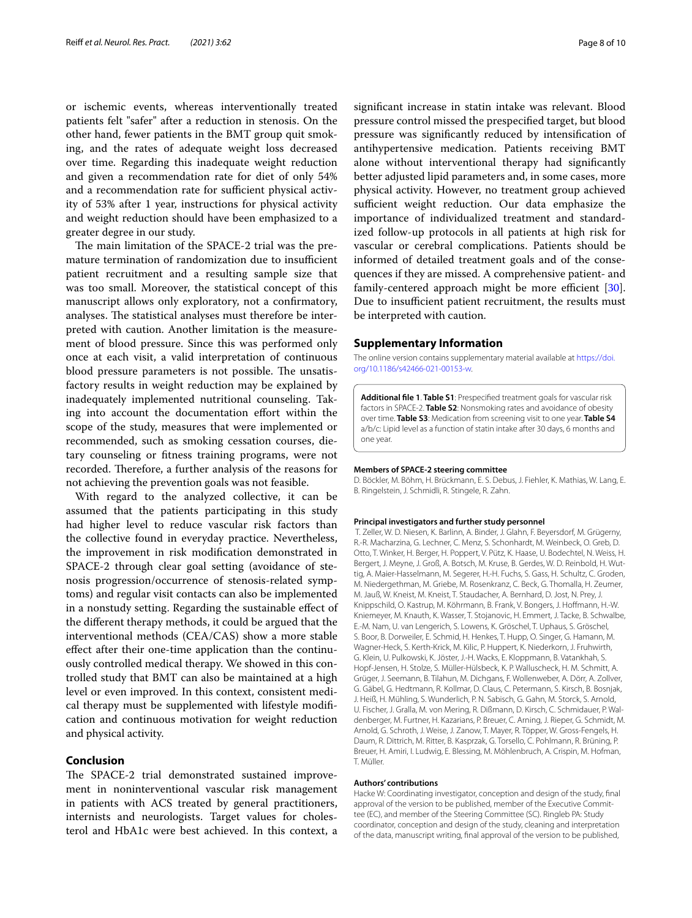or ischemic events, whereas interventionally treated patients felt "safer" after a reduction in stenosis. On the other hand, fewer patients in the BMT group quit smoking, and the rates of adequate weight loss decreased over time. Regarding this inadequate weight reduction and given a recommendation rate for diet of only 54% and a recommendation rate for sufficient physical activity of 53% after 1 year, instructions for physical activity and weight reduction should have been emphasized to a greater degree in our study.

The main limitation of the SPACE-2 trial was the premature termination of randomization due to insufficient patient recruitment and a resulting sample size that was too small. Moreover, the statistical concept of this manuscript allows only exploratory, not a confirmatory, analyses. The statistical analyses must therefore be interpreted with caution. Another limitation is the measurement of blood pressure. Since this was performed only once at each visit, a valid interpretation of continuous blood pressure parameters is not possible. The unsatisfactory results in weight reduction may be explained by inadequately implemented nutritional counseling. Taking into account the documentation effort within the scope of the study, measures that were implemented or recommended, such as smoking cessation courses, dietary counseling or fitness training programs, were not recorded. Therefore, a further analysis of the reasons for not achieving the prevention goals was not feasible.

With regard to the analyzed collective, it can be assumed that the patients participating in this study had higher level to reduce vascular risk factors than the collective found in everyday practice. Nevertheless, the improvement in risk modification demonstrated in SPACE-2 through clear goal setting (avoidance of stenosis progression/occurrence of stenosis-related symptoms) and regular visit contacts can also be implemented in a nonstudy setting. Regarding the sustainable effect of the different therapy methods, it could be argued that the interventional methods (CEA/CAS) show a more stable effect after their one-time application than the continuously controlled medical therapy. We showed in this controlled study that BMT can also be maintained at a high level or even improved. In this context, consistent medical therapy must be supplemented with lifestyle modification and continuous motivation for weight reduction and physical activity.

## Conclusion

The SPACE-2 trial demonstrated sustained improvement in noninterventional vascular risk management in patients with ACS treated by general practitioners, internists and neurologists. Target values for cholesterol and HbA1c were best achieved. In this context, a significant increase in statin intake was relevant. Blood pressure control missed the prespecified target, but blood pressure was significantly reduced by intensification of antihypertensive medication. Patients receiving BMT alone without interventional therapy had significantly better adjusted lipid parameters and, in some cases, more physical activity. However, no treatment group achieved sufficient weight reduction. Our data emphasize the importance of individualized treatment and standardized follow-up protocols in all patients at high risk for vascular or cerebral complications. Patients should be informed of detailed treatment goals and of the consequences if they are missed. A comprehensive patient- and family-centered approach might be more efficient [30]. Due to insufficient patient recruitment, the results must be interpreted with caution.

## Supplementary Information

The online version contains supplementary material available at https://doi.org/10.1186/s42466-021-00153-w.

**Additional file 1**. **Table S1**: Prespecified treatment goals for vascular risk factors in SPACE-2. **Table S2**: Nonsmoking rates and avoidance of obesity over time. **Table S3**: Medication from screening visit to one year. **Table S4** a/b/c: Lipid level as a function of statin intake after 30 days, 6 months and one year.

#### Members of SPACE-2 steering committee

D. Böckler, M. Böhm, H. Brückmann, E. S. Debus, J. Fiehler, K. Mathias, W. Lang, E. B. Ringelstein, J. Schmidli, R. Stingele, R. Zahn.

#### Principal investigators and further study personnel

T. Zeller, W. D. Niesen, K. Barlinn, A. Binder, J. Glahn, F. Beyersdorf, M. Grügerny, R.-R. Macharzina, G. Lechner, C. Menz, S. Schonhardt, M. Weinbeck, O. Greb, D. Otto, T. Winker, H. Berger, H. Poppert, V. Pütz, K. Haase, U. Bodechtel, N. Weiss, H. Bergert, J. Meyne, J. Groß, A. Botsch, M. Kruse, B. Gerdes, W. D. Reinbold, H. Wuttig, A. Maier-Hasselmann, M. Segerer, H.-H. Fuchs, S. Gass, H. Schultz, C. Groden, M. Niedergethman, M. Griebe, M. Rosenkranz, C. Beck, G. Thomalla, H. Zeumer, M. Jauß, W. Kneist, M. Kneist, T. Staudacher, A. Bernhard, D. Jost, N. Prey, J. Knippschild, O. Kastrup, M. Köhrmann, B. Frank, V. Bongers, J. Hoffmann, H.-W. Kniemeyer, M. Knauth, K. Wasser, T. Stojanovic, H. Emmert, J. Tacke, B. Schwalbe, E.-M. Nam, U. van Lengerich, S. Lowens, K. Gröschel, T. Uphaus, S. Gröschel, S. Boor, B. Dorweiler, E. Schmid, H. Henkes, T. Hupp, O. Singer, G. Hamann, M. Wagner-Heck, S. Kerth-Krick, M. Kilic, P. Huppert, K. Niederkorn, J. Fruhwirth, G. Klein, U. Pulkowski, K. Jöster, J.-H. Wacks, E. Kloppmann, B. Vatankhah, S. Hopf-Jensen, H. Stolze, S. Müller-Hülsbeck, K. P. Walluscheck, H. M. Schmitt, A. Grüger, J. Seemann, B. Tilahun, M. Dichgans, F. Wollenweber, A. Dörr, A. Zollver, G. Gäbel, G. Hedtmann, R. Kollmar, D. Claus, C. Petermann, S. Kirsch, B. Bosnjak, J. Heiß, H. Mühling, S. Wunderlich, P. N. Sabisch, G. Gahn, M. Storck, S. Arnold, U. Fischer, J. Gralla, M. von Mering, R. Dißmann, D. Kirsch, C. Schmidauer, P. Waldenberger, M. Furtner, H. Kazarians, P. Breuer, C. Arning, J. Rieper, G. Schmidt, M. Arnold, G. Schroth, J. Weise, J. Zanow, T. Mayer, R. Töpper, W. Gross-Fengels, H. Daum, R. Dittrich, M. Ritter, B. Kasprzak, G. Torsello, C. Pohlmann, R. Brüning, P. Breuer, H. Amiri, I. Ludwig, E. Blessing, M. Möhlenbruch, A. Crispin, M. Hofman, T. Müller.

#### Authors' contributions

Hacke W: Coordinating investigator, conception and design of the study, final approval of the version to be published, member of the Executive Committee (EC), and member of the Steering Committee (SC). Ringleb PA: Study coordinator, conception and design of the study, cleaning and interpretation of the data, manuscript writing, final approval of the version to be published,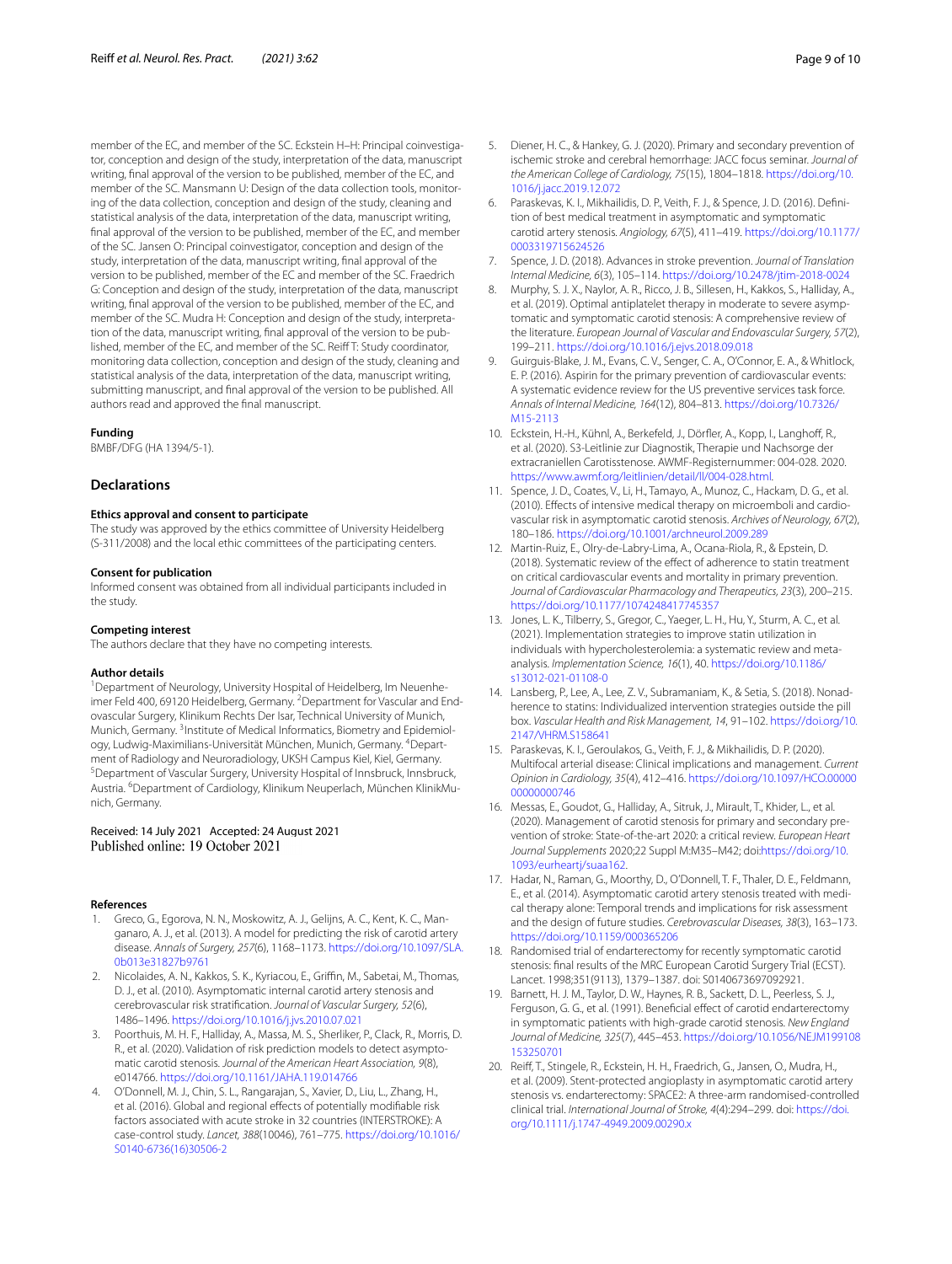member of the EC, and member of the SC. Eckstein H–H: Principal coinvestigator, conception and design of the study, interpretation of the data, manuscript writing, final approval of the version to be published, member of the EC, and member of the SC. Mansmann U: Design of the data collection tools, monitoring of the data collection, conception and design of the study, cleaning and statistical analysis of the data, interpretation of the data, manuscript writing, final approval of the version to be published, member of the EC, and member of the SC. Jansen O: Principal coinvestigator, conception and design of the study, interpretation of the data, manuscript writing, final approval of the version to be published, member of the EC and member of the SC. Fraedrich G: Conception and design of the study, interpretation of the data, manuscript writing, final approval of the version to be published, member of the EC, and member of the SC. Mudra H: Conception and design of the study, interpretation of the data, manuscript writing, final approval of the version to be published, member of the EC, and member of the SC. Reiff T: Study coordinator, monitoring data collection, conception and design of the study, cleaning and statistical analysis of the data, interpretation of the data, manuscript writing, submitting manuscript, and final approval of the version to be published. All authors read and approved the final manuscript.

#### Funding

BMBF/DFG (HA 1394/5-1).

## Declarations

#### Ethics approval and consent to participate

The study was approved by the ethics committee of University Heidelberg (S-311/2008) and the local ethic committees of the participating centers.

#### Consent for publication

Informed consent was obtained from all individual participants included in the study.

#### Competing interest

The authors declare that they have no competing interests.

#### Author details

[1]Department of Neurology, University Hospital of Heidelberg, Im Neuenheimer Feld 400, 69120 Heidelberg, Germany. [2]Department for Vascular and Endovascular Surgery, Klinikum Rechts Der Isar, Technical University of Munich, Munich, Germany. [3]Institute of Medical Informatics, Biometry and Epidemiology, Ludwig-Maximilians-Universität München, Munich, Germany. [4]Department of Radiology and Neuroradiology, UKSH Campus Kiel, Kiel, Germany. [5]Department of Vascular Surgery, University Hospital of Innsbruck, Innsbruck, Austria. [6]Department of Cardiology, Klinikum Neuperlach, München KlinikMunich, Germany.

Received: 14 July 2021 Accepted: 24 August 2021
Published online: 19 October 2021

#### References

1. Greco, G., Egorova, N. N., Moskowitz, A. J., Gelijns, A. C., Kent, K. C., Manganaro, A. J., et al. (2013). A model for predicting the risk of carotid artery disease. *Annals of Surgery, 257*(6), 1168–1173. https://doi.org/10.1097/SLA.0b013e31827b9761
2. Nicolaides, A. N., Kakkos, S. K., Kyriacou, E., Griffin, M., Sabetai, M., Thomas, D. J., et al. (2010). Asymptomatic internal carotid artery stenosis and cerebrovascular risk stratification. *Journal of Vascular Surgery, 52*(6), 1486–1496. https://doi.org/10.1016/j.jvs.2010.07.021
3. Poorthuis, M. H. F., Halliday, A., Massa, M. S., Sherliker, P., Clack, R., Morris, D. R., et al. (2020). Validation of risk prediction models to detect asymptomatic carotid stenosis. *Journal of the American Heart Association, 9*(8), e014766. https://doi.org/10.1161/JAHA.119.014766
4. O'Donnell, M. J., Chin, S. L., Rangarajan, S., Xavier, D., Liu, L., Zhang, H., et al. (2016). Global and regional effects of potentially modifiable risk factors associated with acute stroke in 32 countries (INTERSTROKE): A case-control study. *Lancet, 388*(10046), 761–775. https://doi.org/10.1016/S0140-6736(16)30506-2
5. Diener, H. C., & Hankey, G. J. (2020). Primary and secondary prevention of ischemic stroke and cerebral hemorrhage: JACC focus seminar. *Journal of the American College of Cardiology, 75*(15), 1804–1818. https://doi.org/10.1016/j.jacc.2019.12.072
6. Paraskevas, K. I., Mikhailidis, D. P., Veith, F. J., & Spence, J. D. (2016). Definition of best medical treatment in asymptomatic and symptomatic carotid artery stenosis. *Angiology, 67*(5), 411–419. https://doi.org/10.1177/0003319715624526
7. Spence, J. D. (2018). Advances in stroke prevention. *Journal of Translation Internal Medicine, 6*(3), 105–114. https://doi.org/10.2478/jtim-2018-0024
8. Murphy, S. J. X., Naylor, A. R., Ricco, J. B., Sillesen, H., Kakkos, S., Halliday, A., et al. (2019). Optimal antiplatelet therapy in moderate to severe asymptomatic and symptomatic carotid stenosis: A comprehensive review of the literature. *European Journal of Vascular and Endovascular Surgery, 57*(2), 199–211. https://doi.org/10.1016/j.ejvs.2018.09.018
9. Guirguis-Blake, J. M., Evans, C. V., Senger, C. A., O'Connor, E. A., & Whitlock, E. P. (2016). Aspirin for the primary prevention of cardiovascular events: A systematic evidence review for the US preventive services task force. *Annals of Internal Medicine, 164*(12), 804–813. https://doi.org/10.7326/M15-2113
10. Eckstein, H.-H., Kühnl, A., Berkefeld, J., Dörfler, A., Kopp, I., Langhoff, R., et al. (2020). S3-Leitlinie zur Diagnostik, Therapie und Nachsorge der extracraniellen Carotisstenose. AWMF-Registernummer: 004-028. 2020. https://www.awmf.org/leitlinien/detail/ll/004-028.html.
11. Spence, J. D., Coates, V., Li, H., Tamayo, A., Munoz, C., Hackam, D. G., et al. (2010). Effects of intensive medical therapy on microemboli and cardiovascular risk in asymptomatic carotid stenosis. *Archives of Neurology, 67*(2), 180–186. https://doi.org/10.1001/archneurol.2009.289
12. Martin-Ruiz, E., Olry-de-Labry-Lima, A., Ocana-Riola, R., & Epstein, D. (2018). Systematic review of the effect of adherence to statin treatment on critical cardiovascular events and mortality in primary prevention. *Journal of Cardiovascular Pharmacology and Therapeutics, 23*(3), 200–215. https://doi.org/10.1177/1074248417745357
13. Jones, L. K., Tilberry, S., Gregor, C., Yaeger, L. H., Hu, Y., Sturm, A. C., et al. (2021). Implementation strategies to improve statin utilization in individuals with hypercholesterolemia: a systematic review and meta-analysis. *Implementation Science, 16*(1), 40. https://doi.org/10.1186/s13012-021-01108-0
14. Lansberg, P., Lee, A., Lee, Z. V., Subramaniam, K., & Setia, S. (2018). Nonadherence to statins: Individualized intervention strategies outside the pill box. *Vascular Health and Risk Management, 14*, 91–102. https://doi.org/10.2147/VHRM.S158641
15. Paraskevas, K. I., Geroulakos, G., Veith, F. J., & Mikhailidis, D. P. (2020). Multifocal arterial disease: Clinical implications and management. *Current Opinion in Cardiology, 35*(4), 412–416. https://doi.org/10.1097/HCO.0000000000000746
16. Messas, E., Goudot, G., Halliday, A., Sitruk, J., Mirault, T., Khider, L., et al. (2020). Management of carotid stenosis for primary and secondary prevention of stroke: State-of-the-art 2020: a critical review. *European Heart Journal Supplements* 2020;22 Suppl M:M35–M42; doi:https://doi.org/10.1093/eurheartj/suaa162.
17. Hadar, N., Raman, G., Moorthy, D., O'Donnell, T. F., Thaler, D. E., Feldmann, E., et al. (2014). Asymptomatic carotid artery stenosis treated with medical therapy alone: Temporal trends and implications for risk assessment and the design of future studies. *Cerebrovascular Diseases, 38*(3), 163–173. https://doi.org/10.1159/000365206
18. Randomised trial of endarterectomy for recently symptomatic carotid stenosis: final results of the MRC European Carotid Surgery Trial (ECST). Lancet. 1998;351(9113), 1379–1387. doi: S0140673697092921.
19. Barnett, H. J. M., Taylor, D. W., Haynes, R. B., Sackett, D. L., Peerless, S. J., Ferguson, G. G., et al. (1991). Beneficial effect of carotid endarterectomy in symptomatic patients with high-grade carotid stenosis. *New England Journal of Medicine, 325*(7), 445–453. https://doi.org/10.1056/NEJM199108153250701
20. Reiff, T., Stingele, R., Eckstein, H. H., Fraedrich, G., Jansen, O., Mudra, H., et al. (2009). Stent-protected angioplasty in asymptomatic carotid artery stenosis vs. endarterectomy: SPACE2: A three-arm randomised-controlled clinical trial. *International Journal of Stroke, 4*(4):294–299. doi: https://doi.org/10.1111/j.1747-4949.2009.00290.x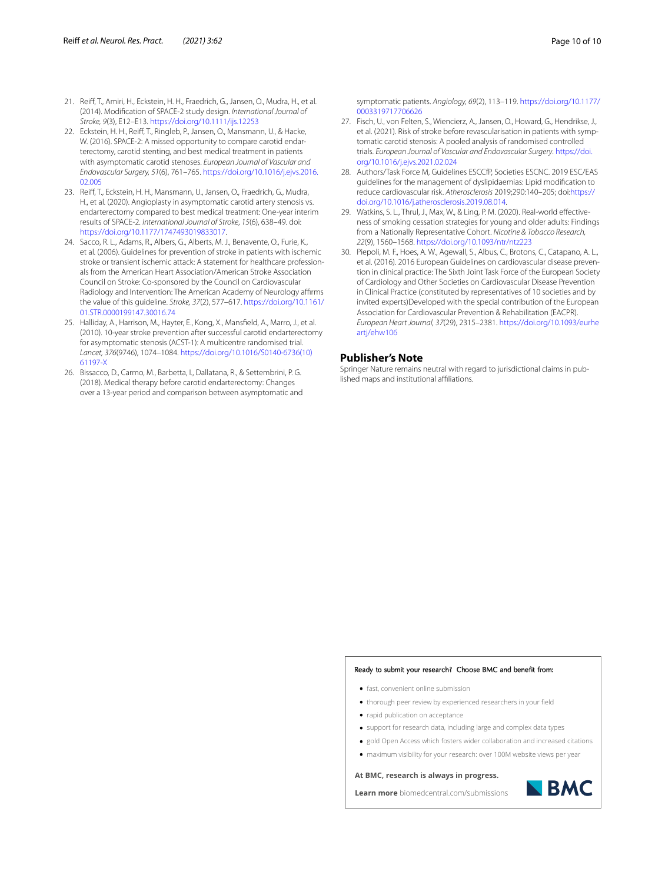21. Reiff, T., Amiri, H., Eckstein, H. H., Fraedrich, G., Jansen, O., Mudra, H., et al. (2014). Modification of SPACE-2 study design. *International Journal of Stroke, 9*(3), E12–E13. https://doi.org/10.1111/ijs.12253
22. Eckstein, H. H., Reiff, T., Ringleb, P., Jansen, O., Mansmann, U., & Hacke, W. (2016). SPACE-2: A missed opportunity to compare carotid endarterectomy, carotid stenting, and best medical treatment in patients with asymptomatic carotid stenoses. *European Journal of Vascular and Endovascular Surgery, 51*(6), 761–765. https://doi.org/10.1016/j.ejvs.2016.02.005
23. Reiff, T., Eckstein, H. H., Mansmann, U., Jansen, O., Fraedrich, G., Mudra, H., et al. (2020). Angioplasty in asymptomatic carotid artery stenosis vs. endarterectomy compared to best medical treatment: One-year interim results of SPACE-2. *International Journal of Stroke*, *15*(6), 638–49. doi: https://doi.org/10.1177/1747493019833017.
24. Sacco, R. L., Adams, R., Albers, G., Alberts, M. J., Benavente, O., Furie, K., et al. (2006). Guidelines for prevention of stroke in patients with ischemic stroke or transient ischemic attack: A statement for healthcare professionals from the American Heart Association/American Stroke Association Council on Stroke: Co-sponsored by the Council on Cardiovascular Radiology and Intervention: The American Academy of Neurology affirms the value of this guideline. *Stroke, 37*(2), 577–617. https://doi.org/10.1161/01.STR.0000199147.30016.74
25. Halliday, A., Harrison, M., Hayter, E., Kong, X., Mansfield, A., Marro, J., et al. (2010). 10-year stroke prevention after successful carotid endarterectomy for asymptomatic stenosis (ACST-1): A multicentre randomised trial. *Lancet, 376*(9746), 1074–1084. https://doi.org/10.1016/S0140-6736(10)61197-X
26. Bissacco, D., Carmo, M., Barbetta, I., Dallatana, R., & Settembrini, P. G. (2018). Medical therapy before carotid endarterectomy: Changes over a 13-year period and comparison between asymptomatic and symptomatic patients. *Angiology, 69*(2), 113–119. https://doi.org/10.1177/0003319717706626
27. Fisch, U., von Felten, S., Wiencierz, A., Jansen, O., Howard, G., Hendrikse, J., et al. (2021). Risk of stroke before revascularisation in patients with symptomatic carotid stenosis: A pooled analysis of randomised controlled trials. *European Journal of Vascular and Endovascular Surgery*. https://doi.org/10.1016/j.ejvs.2021.02.024
28. Authors/Task Force M, Guidelines ESCCfP, Societies ESCNC. 2019 ESC/EAS guidelines for the management of dyslipidaemias: Lipid modification to reduce cardiovascular risk. *Atherosclerosis* 2019;290:140–205; doi:https://doi.org/10.1016/j.atherosclerosis.2019.08.014.
29. Watkins, S. L., Thrul, J., Max, W., & Ling, P. M. (2020). Real-world effectiveness of smoking cessation strategies for young and older adults: Findings from a Nationally Representative Cohort. *Nicotine & Tobacco Research, 22*(9), 1560–1568. https://doi.org/10.1093/ntr/ntz223
30. Piepoli, M. F., Hoes, A. W., Agewall, S., Albus, C., Brotons, C., Catapano, A. L., et al. (2016). 2016 European Guidelines on cardiovascular disease prevention in clinical practice: The Sixth Joint Task Force of the European Society of Cardiology and Other Societies on Cardiovascular Disease Prevention in Clinical Practice (constituted by representatives of 10 societies and by invited experts)Developed with the special contribution of the European Association for Cardiovascular Prevention & Rehabilitation (EACPR). *European Heart Journal, 37*(29), 2315–2381. https://doi.org/10.1093/eurheartj/ehw106

## Publisher's Note

Springer Nature remains neutral with regard to jurisdictional claims in published maps and institutional affiliations.

Ready to submit your research? Choose BMC and benefit from:

- fast, convenient online submission
- thorough peer review by experienced researchers in your field
- rapid publication on acceptance
- support for research data, including large and complex data types
- gold Open Access which fosters wider collaboration and increased citations
- maximum visibility for your research: over 100M website views per year

**At BMC, research is always in progress.**

**Learn more** biomedcentral.com/submissions

BMC